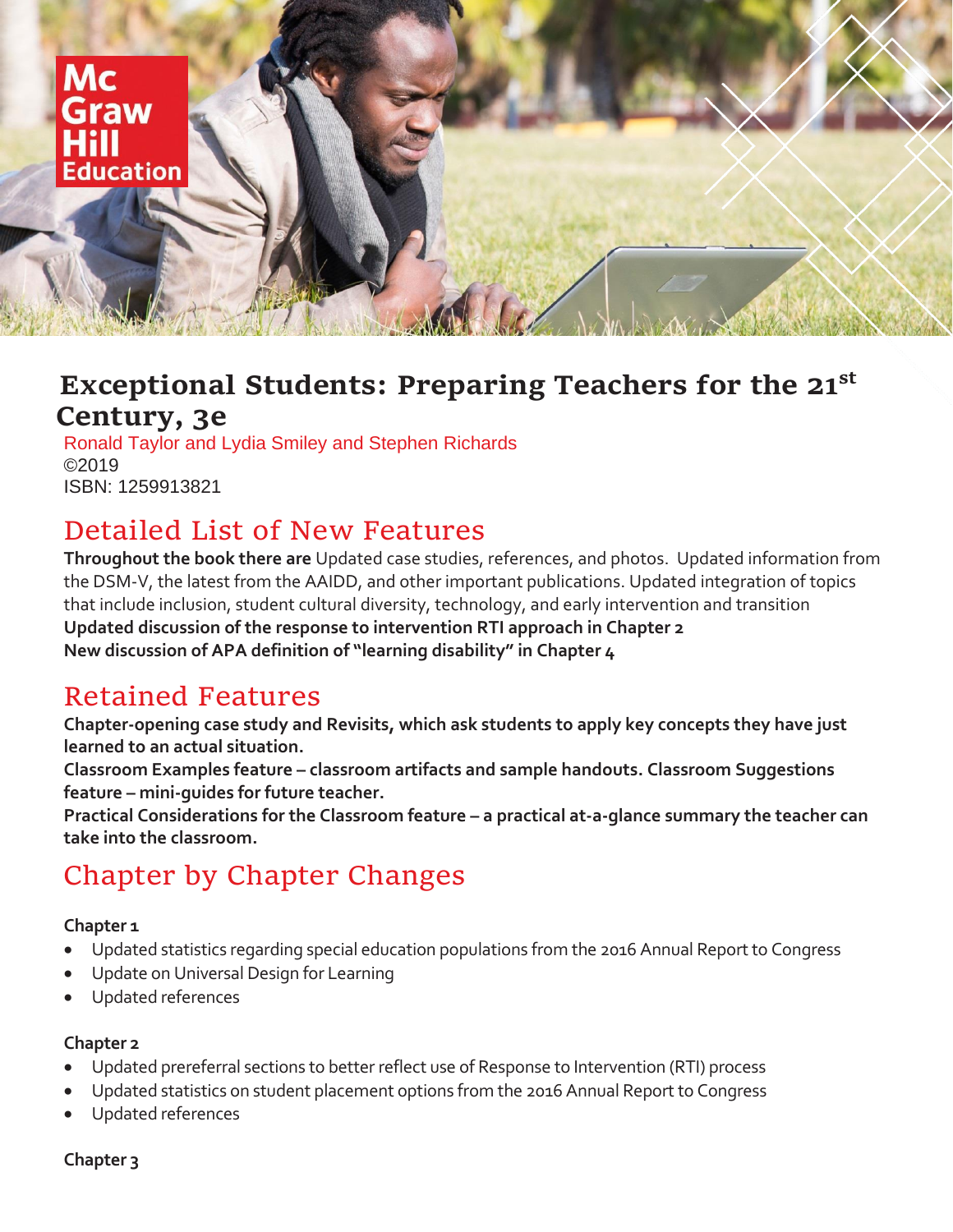# Exceptional Students: Preparing Teachers for the 21st Century, 3e

Ronald Taylor and Lydia Smiley and Stephen Richards
©2019
ISBN: 1259913821

## Detailed List of New Features

**Throughout the book there are** Updated case studies, references, and photos. Updated information from the DSM-V, the latest from the AAIDD, and other important publications. Updated integration of topics that include inclusion, student cultural diversity, technology, and early intervention and transition
**Updated discussion of the response to intervention RTI approach in Chapter 2**
**New discussion of APA definition of "learning disability" in Chapter 4**

## Retained Features

**Chapter-opening case study and Revisits, which ask students to apply key concepts they have just learned to an actual situation.**
**Classroom Examples feature – classroom artifacts and sample handouts. Classroom Suggestions feature – mini-guides for future teacher.**
**Practical Considerations for the Classroom feature – a practical at-a-glance summary the teacher can take into the classroom.**

## Chapter by Chapter Changes

**Chapter 1**

- Updated statistics regarding special education populations from the 2016 Annual Report to Congress
- Update on Universal Design for Learning
- Updated references

**Chapter 2**

- Updated prereferral sections to better reflect use of Response to Intervention (RTI) process
- Updated statistics on student placement options from the 2016 Annual Report to Congress
- Updated references

**Chapter 3**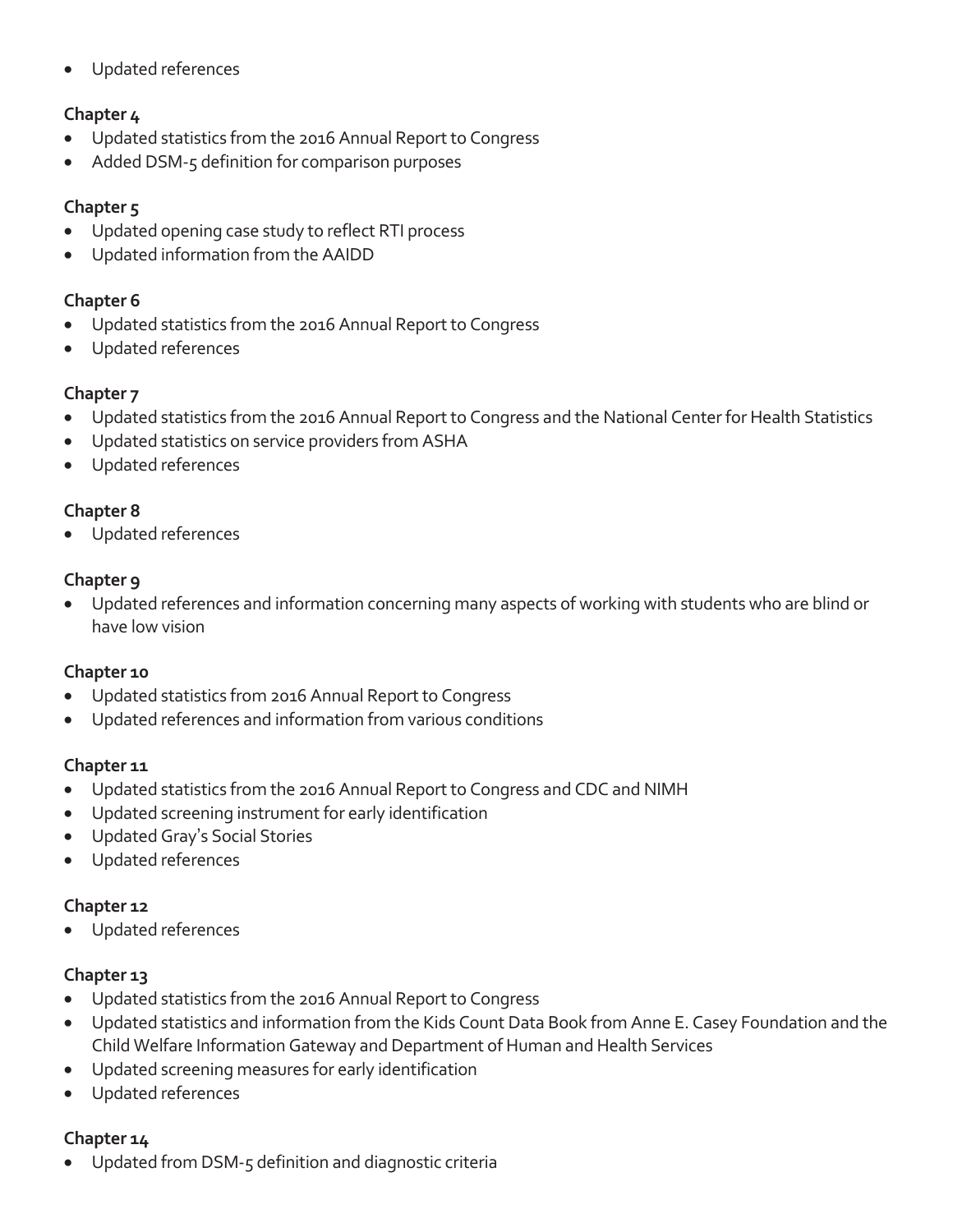- Updated references

**Chapter 4**

- Updated statistics from the 2016 Annual Report to Congress
- Added DSM-5 definition for comparison purposes

**Chapter 5**

- Updated opening case study to reflect RTI process
- Updated information from the AAIDD

**Chapter 6**

- Updated statistics from the 2016 Annual Report to Congress
- Updated references

**Chapter 7**

- Updated statistics from the 2016 Annual Report to Congress and the National Center for Health Statistics
- Updated statistics on service providers from ASHA
- Updated references

**Chapter 8**

- Updated references

**Chapter 9**

- Updated references and information concerning many aspects of working with students who are blind or have low vision

**Chapter 10**

- Updated statistics from 2016 Annual Report to Congress
- Updated references and information from various conditions

**Chapter 11**

- Updated statistics from the 2016 Annual Report to Congress and CDC and NIMH
- Updated screening instrument for early identification
- Updated Gray's Social Stories
- Updated references

**Chapter 12**

- Updated references

**Chapter 13**

- Updated statistics from the 2016 Annual Report to Congress
- Updated statistics and information from the Kids Count Data Book from Anne E. Casey Foundation and the Child Welfare Information Gateway and Department of Human and Health Services
- Updated screening measures for early identification
- Updated references

**Chapter 14**

- Updated from DSM-5 definition and diagnostic criteria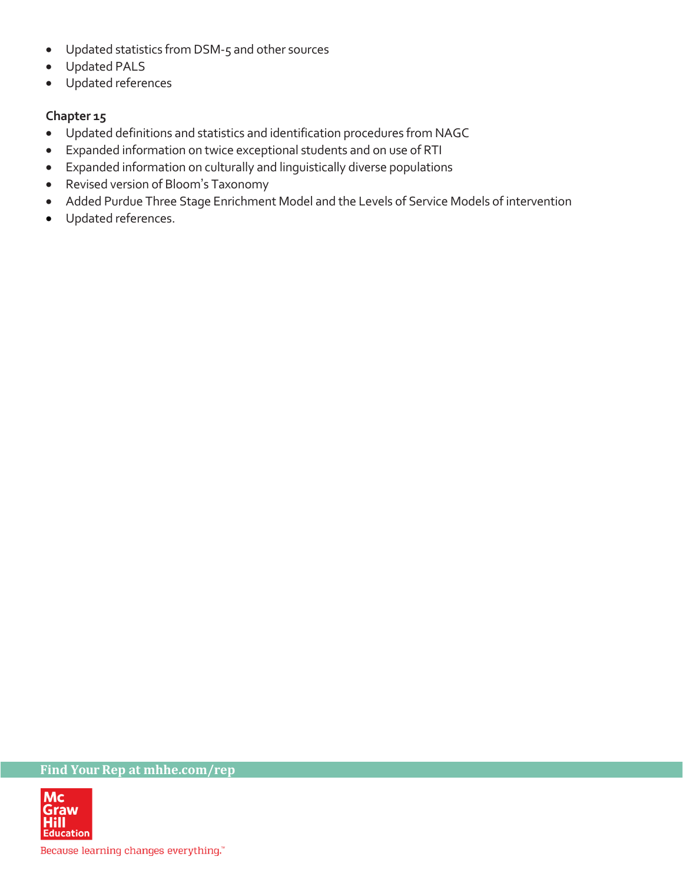- Updated statistics from DSM-5 and other sources
- Updated PALS
- Updated references

**Chapter 15**

- Updated definitions and statistics and identification procedures from NAGC
- Expanded information on twice exceptional students and on use of RTI
- Expanded information on culturally and linguistically diverse populations
- Revised version of Bloom's Taxonomy
- Added Purdue Three Stage Enrichment Model and the Levels of Service Models of intervention
- Updated references.

**Find Your Rep at mhhe.com/rep**

Mc Graw Hill Education

Because learning changes everything.™